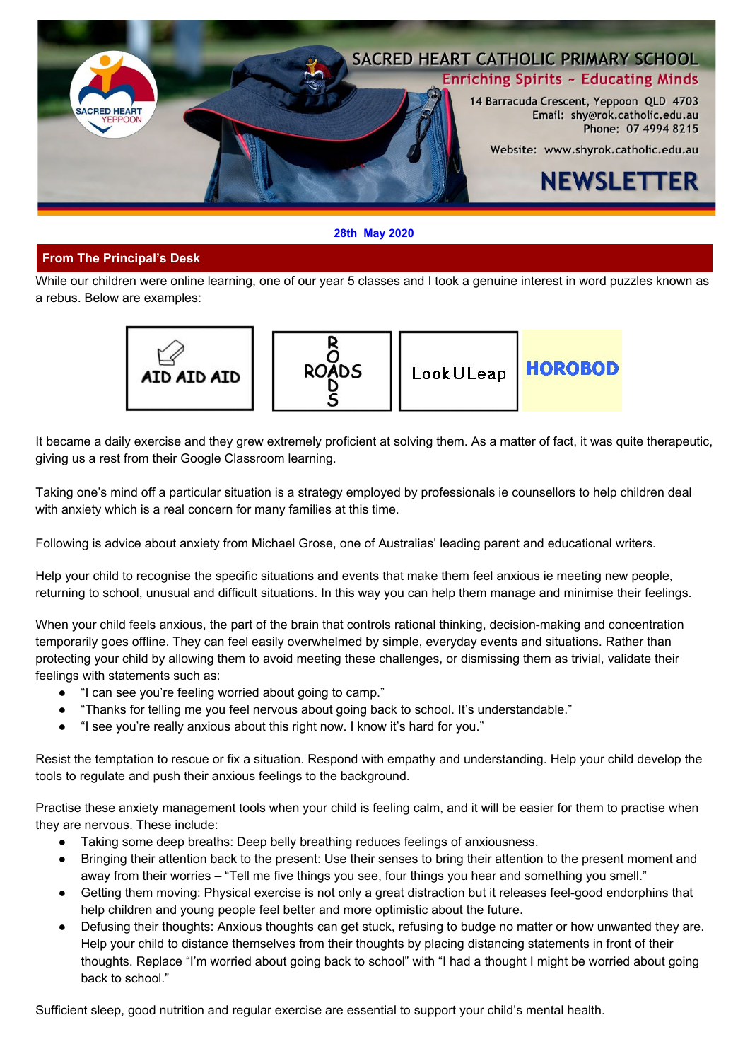# SACRED HEART CATHOLIC PRIMARY SCHOOL

Enriching Spirits ~ Educating Minds

14 Barracuda Crescent, Yeppoon QLD 4703
Email: shy@rok.catholic.edu.au
Phone: 07 4994 8215

Website: www.shyrok.catholic.edu.au

# NEWSLETTER

**28th May 2020**

## From The Principal's Desk

While our children were online learning, one of our year 5 classes and I took a genuine interest in word puzzles known as a rebus. Below are examples:

| AID AID AID | R O ROADS D S | LookULeap | HOROBOD |
|---|---|---|---|

It became a daily exercise and they grew extremely proficient at solving them. As a matter of fact, it was quite therapeutic, giving us a rest from their Google Classroom learning.

Taking one's mind off a particular situation is a strategy employed by professionals ie counsellors to help children deal with anxiety which is a real concern for many families at this time.

Following is advice about anxiety from Michael Grose, one of Australias' leading parent and educational writers.

Help your child to recognise the specific situations and events that make them feel anxious ie meeting new people, returning to school, unusual and difficult situations. In this way you can help them manage and minimise their feelings.

When your child feels anxious, the part of the brain that controls rational thinking, decision-making and concentration temporarily goes offline. They can feel easily overwhelmed by simple, everyday events and situations. Rather than protecting your child by allowing them to avoid meeting these challenges, or dismissing them as trivial, validate their feelings with statements such as:

- "I can see you're feeling worried about going to camp."
- "Thanks for telling me you feel nervous about going back to school. It's understandable."
- "I see you're really anxious about this right now. I know it's hard for you."

Resist the temptation to rescue or fix a situation. Respond with empathy and understanding. Help your child develop the tools to regulate and push their anxious feelings to the background.

Practise these anxiety management tools when your child is feeling calm, and it will be easier for them to practise when they are nervous. These include:

- Taking some deep breaths: Deep belly breathing reduces feelings of anxiousness.
- Bringing their attention back to the present: Use their senses to bring their attention to the present moment and away from their worries – "Tell me five things you see, four things you hear and something you smell."
- Getting them moving: Physical exercise is not only a great distraction but it releases feel-good endorphins that help children and young people feel better and more optimistic about the future.
- Defusing their thoughts: Anxious thoughts can get stuck, refusing to budge no matter or how unwanted they are. Help your child to distance themselves from their thoughts by placing distancing statements in front of their thoughts. Replace "I'm worried about going back to school" with "I had a thought I might be worried about going back to school."

Sufficient sleep, good nutrition and regular exercise are essential to support your child's mental health.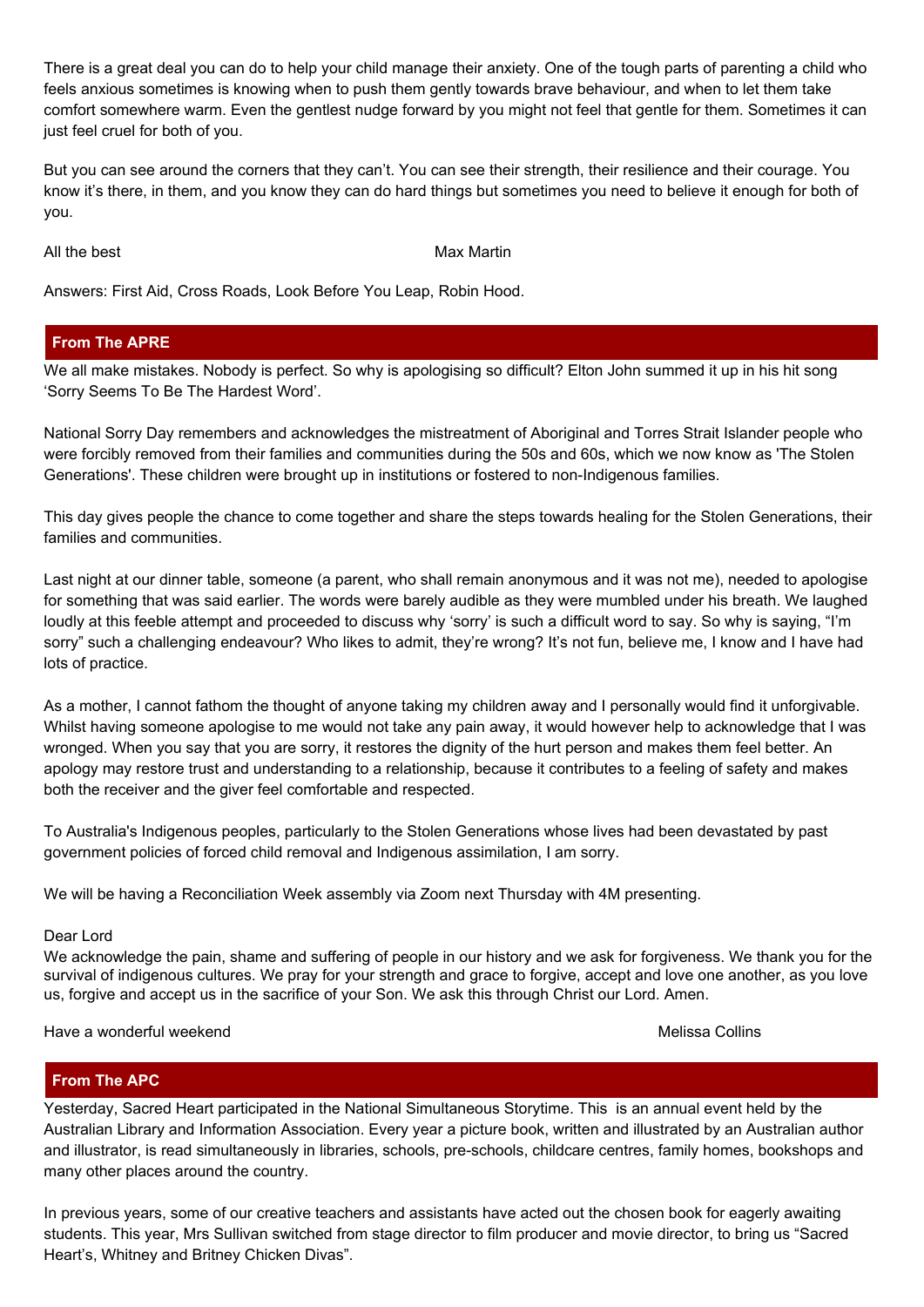There is a great deal you can do to help your child manage their anxiety. One of the tough parts of parenting a child who feels anxious sometimes is knowing when to push them gently towards brave behaviour, and when to let them take comfort somewhere warm. Even the gentlest nudge forward by you might not feel that gentle for them. Sometimes it can just feel cruel for both of you.

But you can see around the corners that they can't. You can see their strength, their resilience and their courage. You know it's there, in them, and you know they can do hard things but sometimes you need to believe it enough for both of you.

All the best　　　　　　　　　　　　Max Martin

Answers: First Aid, Cross Roads, Look Before You Leap, Robin Hood.

## From The APRE

We all make mistakes. Nobody is perfect. So why is apologising so difficult? Elton John summed it up in his hit song 'Sorry Seems To Be The Hardest Word'.

National Sorry Day remembers and acknowledges the mistreatment of Aboriginal and Torres Strait Islander people who were forcibly removed from their families and communities during the 50s and 60s, which we now know as 'The Stolen Generations'. These children were brought up in institutions or fostered to non-Indigenous families.

This day gives people the chance to come together and share the steps towards healing for the Stolen Generations, their families and communities.

Last night at our dinner table, someone (a parent, who shall remain anonymous and it was not me), needed to apologise for something that was said earlier. The words were barely audible as they were mumbled under his breath. We laughed loudly at this feeble attempt and proceeded to discuss why 'sorry' is such a difficult word to say. So why is saying, "I'm sorry" such a challenging endeavour? Who likes to admit, they're wrong? It's not fun, believe me, I know and I have had lots of practice.

As a mother, I cannot fathom the thought of anyone taking my children away and I personally would find it unforgivable. Whilst having someone apologise to me would not take any pain away, it would however help to acknowledge that I was wronged. When you say that you are sorry, it restores the dignity of the hurt person and makes them feel better. An apology may restore trust and understanding to a relationship, because it contributes to a feeling of safety and makes both the receiver and the giver feel comfortable and respected.

To Australia's Indigenous peoples, particularly to the Stolen Generations whose lives had been devastated by past government policies of forced child removal and Indigenous assimilation, I am sorry.

We will be having a Reconciliation Week assembly via Zoom next Thursday with 4M presenting.

Dear Lord
We acknowledge the pain, shame and suffering of people in our history and we ask for forgiveness. We thank you for the survival of indigenous cultures. We pray for your strength and grace to forgive, accept and love one another, as you love us, forgive and accept us in the sacrifice of your Son. We ask this through Christ our Lord. Amen.

Have a wonderful weekend　　　　　　　　　　　　Melissa Collins

## From The APC

Yesterday, Sacred Heart participated in the National Simultaneous Storytime. This is an annual event held by the Australian Library and Information Association. Every year a picture book, written and illustrated by an Australian author and illustrator, is read simultaneously in libraries, schools, pre-schools, childcare centres, family homes, bookshops and many other places around the country.

In previous years, some of our creative teachers and assistants have acted out the chosen book for eagerly awaiting students. This year, Mrs Sullivan switched from stage director to film producer and movie director, to bring us "Sacred Heart's, Whitney and Britney Chicken Divas".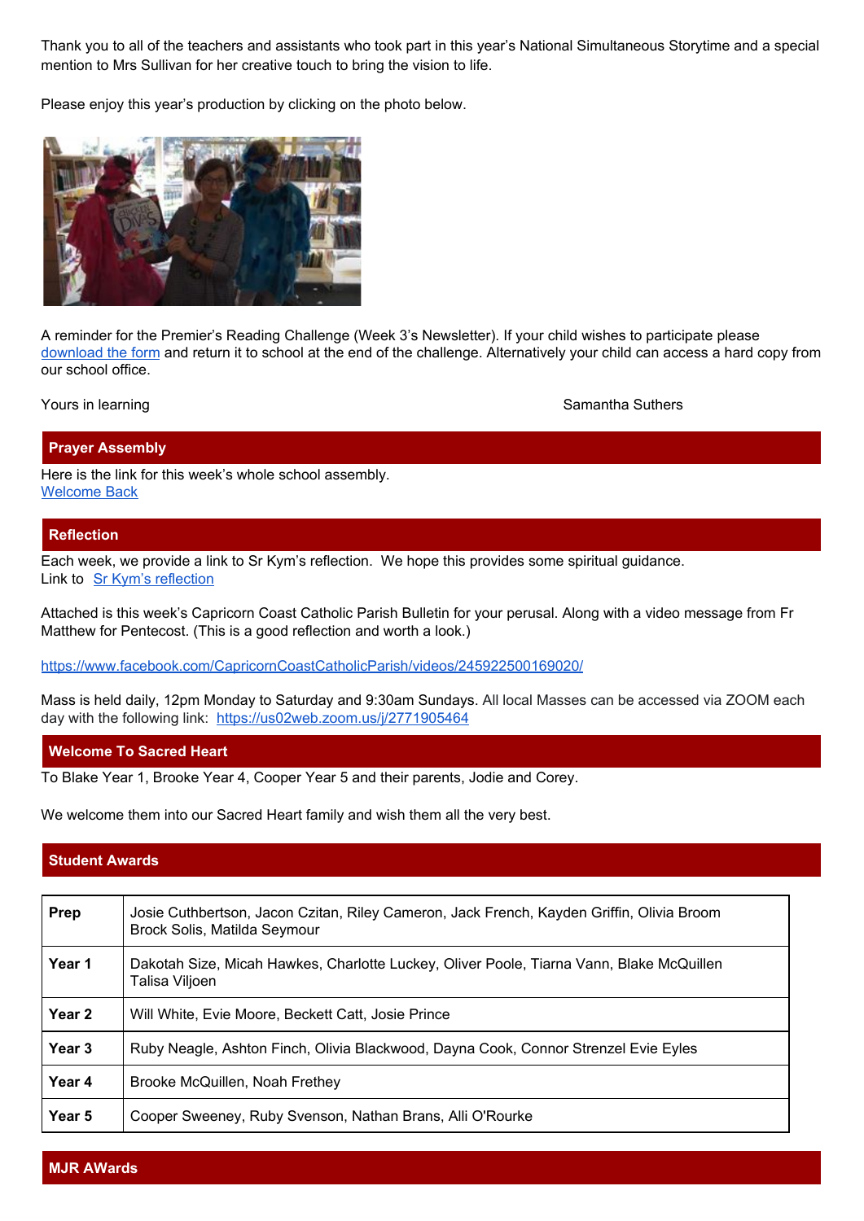Thank you to all of the teachers and assistants who took part in this year's National Simultaneous Storytime and a special mention to Mrs Sullivan for her creative touch to bring the vision to life.

Please enjoy this year's production by clicking on the photo below.

A reminder for the Premier's Reading Challenge (Week 3's Newsletter). If your child wishes to participate please download the form and return it to school at the end of the challenge. Alternatively your child can access a hard copy from our school office.

Yours in learning                                        Samantha Suthers

## Prayer Assembly

Here is the link for this week's whole school assembly.
Welcome Back

## Reflection

Each week, we provide a link to Sr Kym's reflection. We hope this provides some spiritual guidance.
Link to Sr Kym's reflection

Attached is this week's Capricorn Coast Catholic Parish Bulletin for your perusal. Along with a video message from Fr Matthew for Pentecost. (This is a good reflection and worth a look.)

https://www.facebook.com/CapricornCoastCatholicParish/videos/245922500169020/

Mass is held daily, 12pm Monday to Saturday and 9:30am Sundays. All local Masses can be accessed via ZOOM each day with the following link: https://us02web.zoom.us/j/2771905464

## Welcome To Sacred Heart

To Blake Year 1, Brooke Year 4, Cooper Year 5 and their parents, Jodie and Corey.

We welcome them into our Sacred Heart family and wish them all the very best.

## Student Awards

| | |
|---|---|
| **Prep** | Josie Cuthbertson, Jacon Czitan, Riley Cameron, Jack French, Kayden Griffin, Olivia Broom Brock Solis, Matilda Seymour |
| **Year 1** | Dakotah Size, Micah Hawkes, Charlotte Luckey, Oliver Poole, Tiarna Vann, Blake McQuillen Talisa Viljoen |
| **Year 2** | Will White, Evie Moore, Beckett Catt, Josie Prince |
| **Year 3** | Ruby Neagle, Ashton Finch, Olivia Blackwood, Dayna Cook, Connor Strenzel Evie Eyles |
| **Year 4** | Brooke McQuillen, Noah Frethey |
| **Year 5** | Cooper Sweeney, Ruby Svenson, Nathan Brans, Alli O'Rourke |

## MJR AWards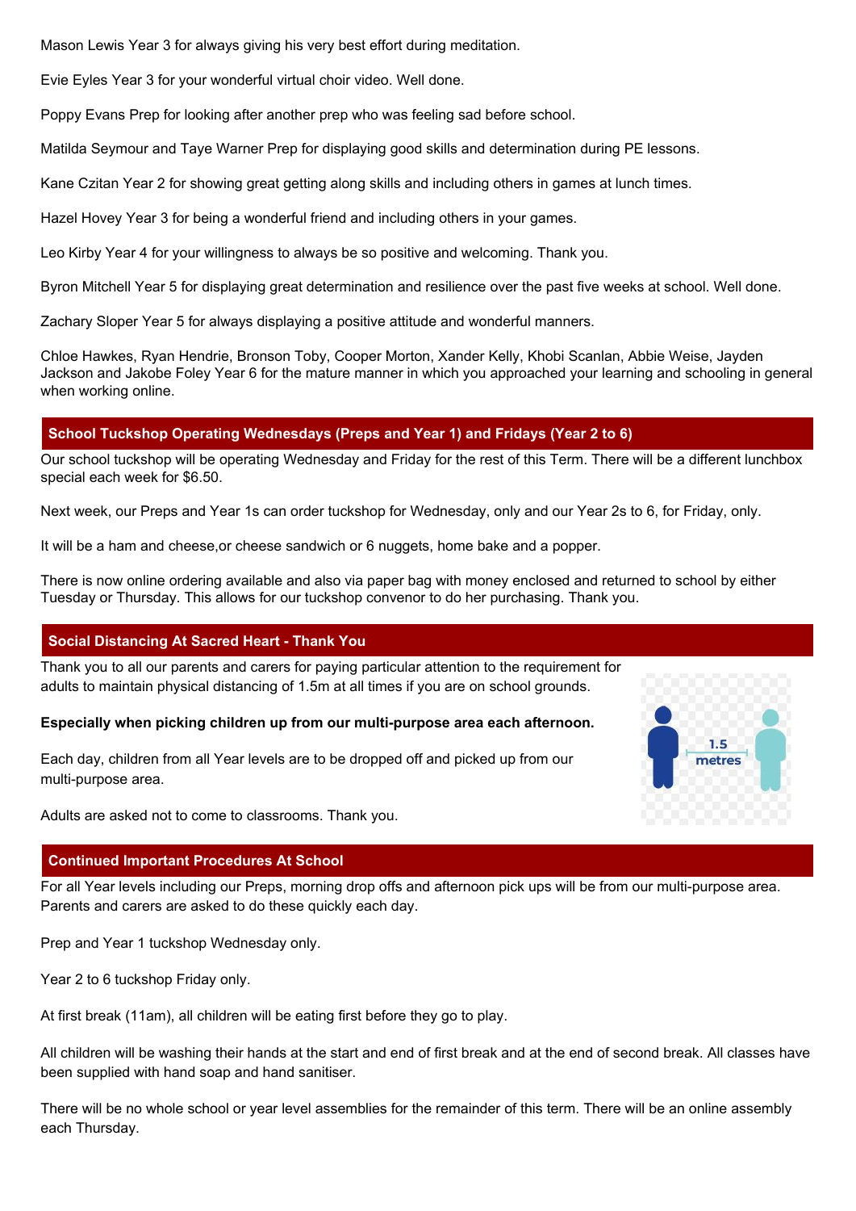Mason Lewis Year 3 for always giving his very best effort during meditation.

Evie Eyles Year 3 for your wonderful virtual choir video. Well done.

Poppy Evans Prep for looking after another prep who was feeling sad before school.

Matilda Seymour and Taye Warner Prep for displaying good skills and determination during PE lessons.

Kane Czitan Year 2 for showing great getting along skills and including others in games at lunch times.

Hazel Hovey Year 3 for being a wonderful friend and including others in your games.

Leo Kirby Year 4 for your willingness to always be so positive and welcoming. Thank you.

Byron Mitchell Year 5 for displaying great determination and resilience over the past five weeks at school. Well done.

Zachary Sloper Year 5 for always displaying a positive attitude and wonderful manners.

Chloe Hawkes, Ryan Hendrie, Bronson Toby, Cooper Morton, Xander Kelly, Khobi Scanlan, Abbie Weise, Jayden Jackson and Jakobe Foley Year 6 for the mature manner in which you approached your learning and schooling in general when working online.

## School Tuckshop Operating Wednesdays (Preps and Year 1) and Fridays (Year 2 to 6)

Our school tuckshop will be operating Wednesday and Friday for the rest of this Term. There will be a different lunchbox special each week for $6.50.

Next week, our Preps and Year 1s can order tuckshop for Wednesday, only and our Year 2s to 6, for Friday, only.

It will be a ham and cheese,or cheese sandwich or 6 nuggets, home bake and a popper.

There is now online ordering available and also via paper bag with money enclosed and returned to school by either Tuesday or Thursday. This allows for our tuckshop convenor to do her purchasing. Thank you.

## Social Distancing At Sacred Heart - Thank You

Thank you to all our parents and carers for paying particular attention to the requirement for adults to maintain physical distancing of 1.5m at all times if you are on school grounds.

**Especially when picking children up from our multi-purpose area each afternoon.**

Each day, children from all Year levels are to be dropped off and picked up from our multi-purpose area.

Adults are asked not to come to classrooms. Thank you.

## Continued Important Procedures At School

For all Year levels including our Preps, morning drop offs and afternoon pick ups will be from our multi-purpose area. Parents and carers are asked to do these quickly each day.

Prep and Year 1 tuckshop Wednesday only.

Year 2 to 6 tuckshop Friday only.

At first break (11am), all children will be eating first before they go to play.

All children will be washing their hands at the start and end of first break and at the end of second break. All classes have been supplied with hand soap and hand sanitiser.

There will be no whole school or year level assemblies for the remainder of this term. There will be an online assembly each Thursday.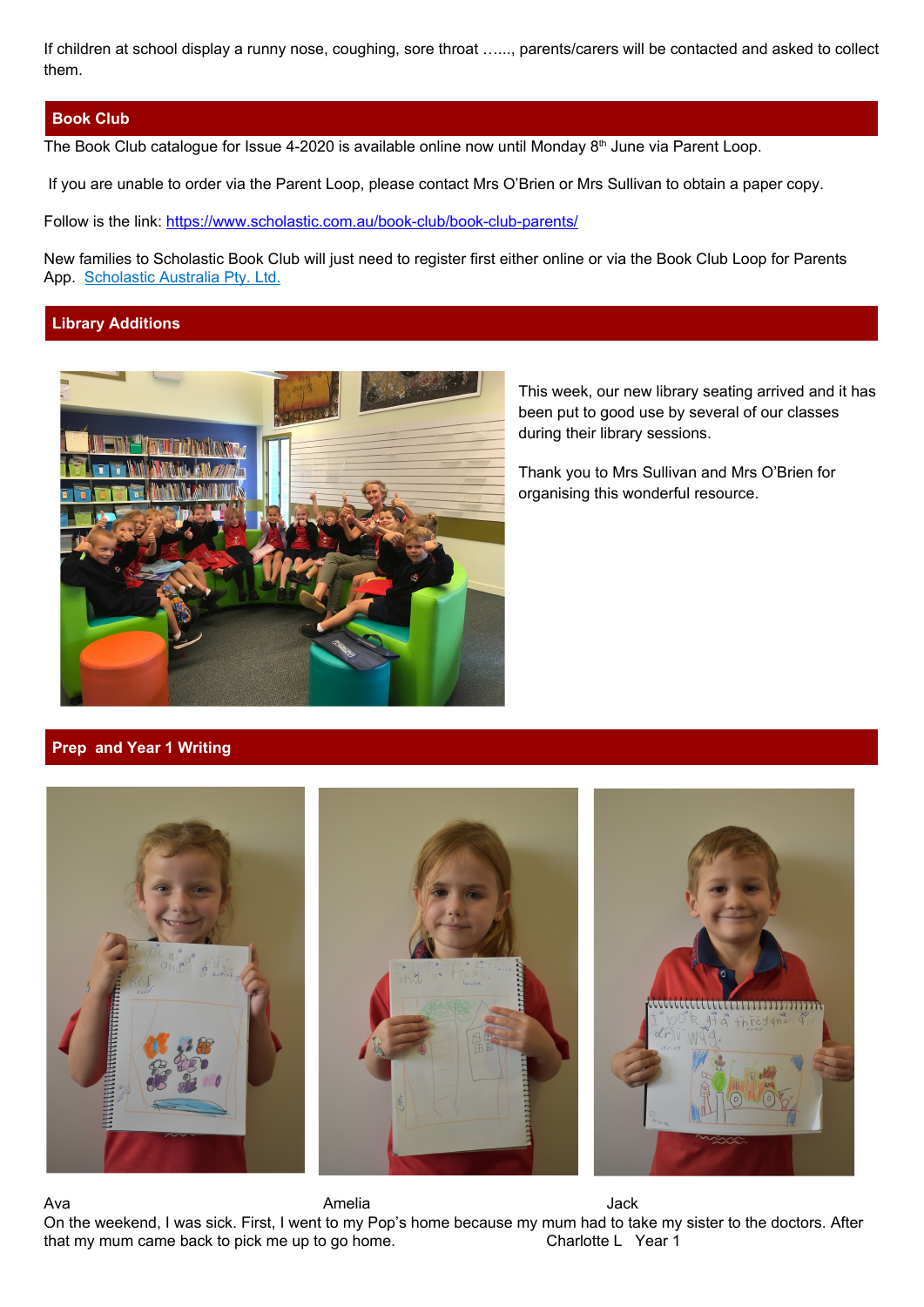If children at school display a runny nose, coughing, sore throat ……, parents/carers will be contacted and asked to collect them.

## Book Club

The Book Club catalogue for Issue 4-2020 is available online now until Monday 8th June via Parent Loop.

If you are unable to order via the Parent Loop, please contact Mrs O'Brien or Mrs Sullivan to obtain a paper copy.

Follow is the link: https://www.scholastic.com.au/book-club/book-club-parents/

New families to Scholastic Book Club will just need to register first either online or via the Book Club Loop for Parents App. Scholastic Australia Pty. Ltd.

## Library Additions

This week, our new library seating arrived and it has been put to good use by several of our classes during their library sessions.

Thank you to Mrs Sullivan and Mrs O'Brien for organising this wonderful resource.

## Prep and Year 1 Writing

Ava Amelia Jack

On the weekend, I was sick. First, I went to my Pop's home because my mum had to take my sister to the doctors. After that my mum came back to pick me up to go home. Charlotte L Year 1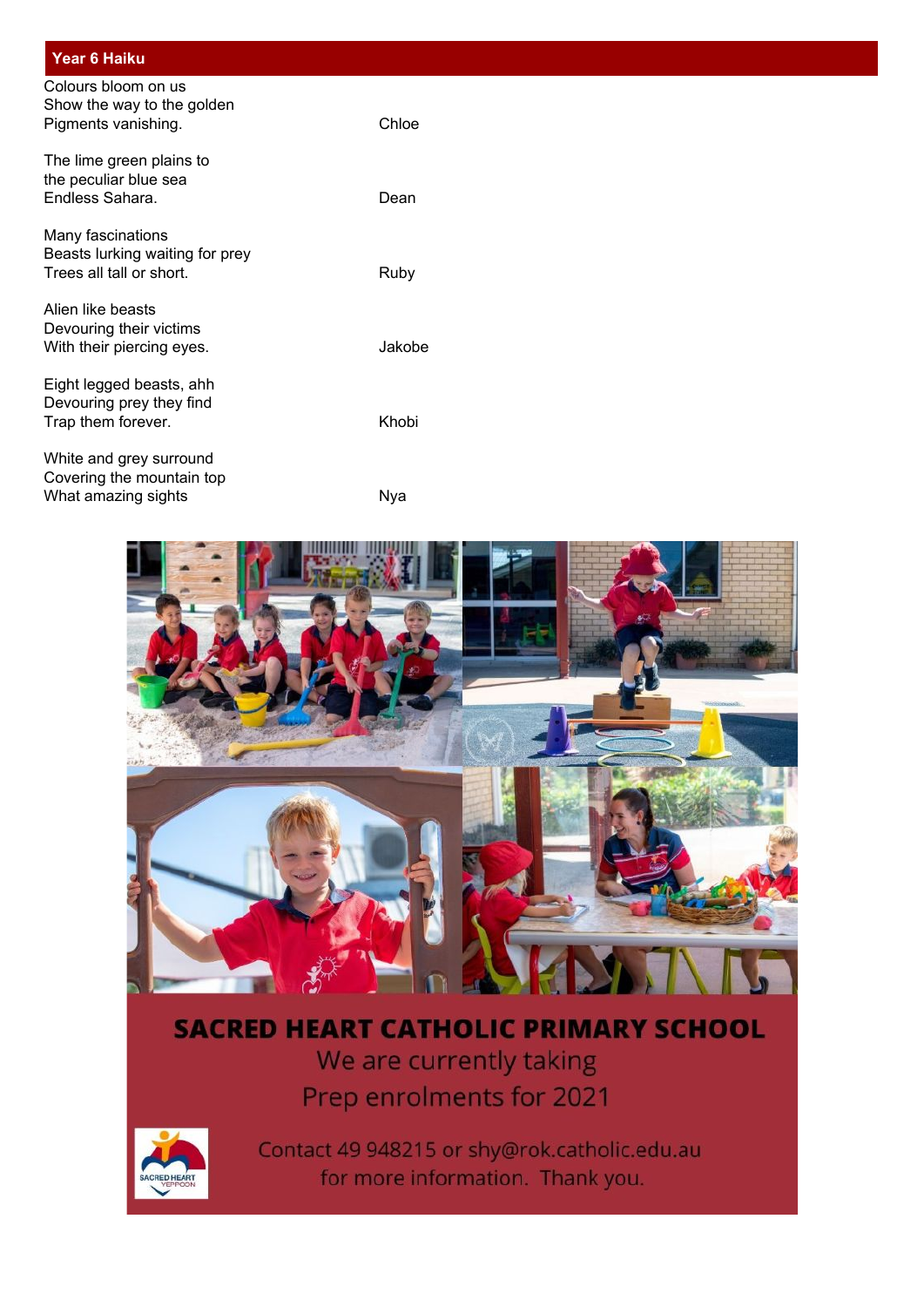## Year 6 Haiku

Colours bloom on us
Show the way to the golden
Pigments vanishing. — Chloe

The lime green plains to
the peculiar blue sea
Endless Sahara. — Dean

Many fascinations
Beasts lurking waiting for prey
Trees all tall or short. — Ruby

Alien like beasts
Devouring their victims
With their piercing eyes. — Jakobe

Eight legged beasts, ahh
Devouring prey they find
Trap them forever. — Khobi

White and grey surround
Covering the mountain top
What amazing sights — Nya

**SACRED HEART CATHOLIC PRIMARY SCHOOL**

We are currently taking
Prep enrolments for 2021

Contact 49 948215 or shy@rok.catholic.edu.au
for more information. Thank you.